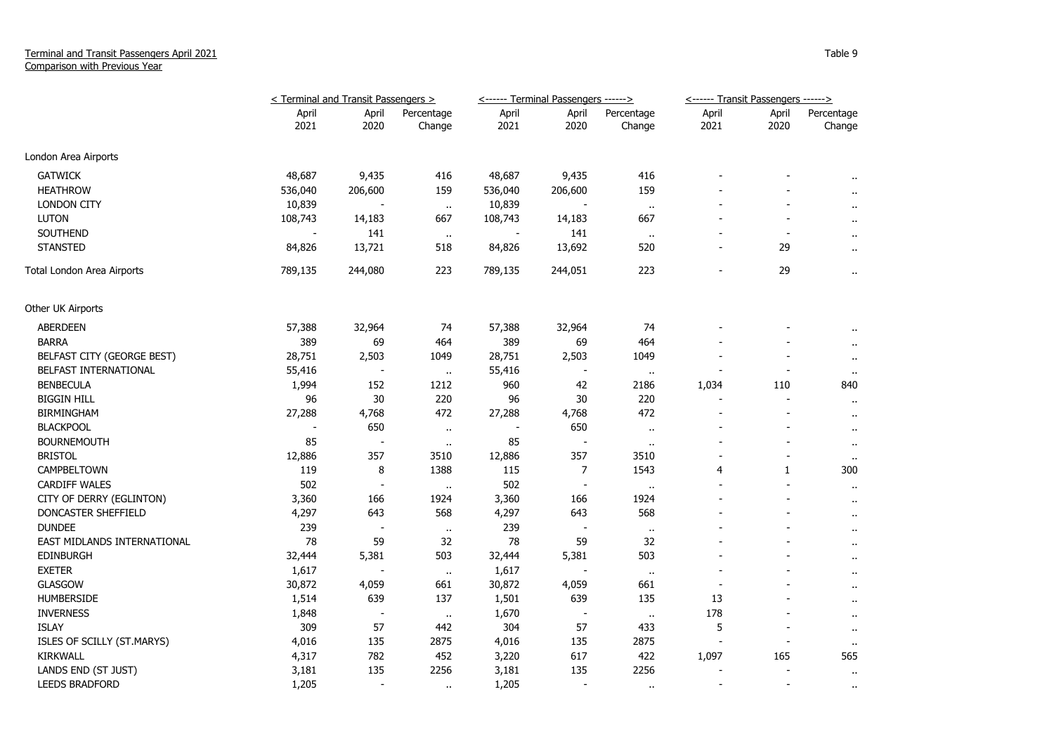Terminal and Transit Passengers April 2021
Comparison with Previous Year

Table 9

| | < Terminal and Transit Passengers > | | | <------ Terminal Passengers ------> | | | <------ Transit Passengers ------> | | |
|---|---|---|---|---|---|---|---|---|---|
| | April 2021 | April 2020 | Percentage Change | April 2021 | April 2020 | Percentage Change | April 2021 | April 2020 | Percentage Change |
| London Area Airports | | | | | | | | | |
| GATWICK | 48,687 | 9,435 | 416 | 48,687 | 9,435 | 416 | - | - | .. |
| HEATHROW | 536,040 | 206,600 | 159 | 536,040 | 206,600 | 159 | - | - | .. |
| LONDON CITY | 10,839 | - | .. | 10,839 | - | .. | - | - | .. |
| LUTON | 108,743 | 14,183 | 667 | 108,743 | 14,183 | 667 | - | - | .. |
| SOUTHEND | - | 141 | .. | - | 141 | .. | - | - | .. |
| STANSTED | 84,826 | 13,721 | 518 | 84,826 | 13,692 | 520 | - | 29 | .. |
| Total London Area Airports | 789,135 | 244,080 | 223 | 789,135 | 244,051 | 223 | - | 29 | .. |
| Other UK Airports | | | | | | | | | |
| ABERDEEN | 57,388 | 32,964 | 74 | 57,388 | 32,964 | 74 | - | - | .. |
| BARRA | 389 | 69 | 464 | 389 | 69 | 464 | - | - | .. |
| BELFAST CITY (GEORGE BEST) | 28,751 | 2,503 | 1049 | 28,751 | 2,503 | 1049 | - | - | .. |
| BELFAST INTERNATIONAL | 55,416 | - | .. | 55,416 | - | .. | - | - | .. |
| BENBECULA | 1,994 | 152 | 1212 | 960 | 42 | 2186 | 1,034 | 110 | 840 |
| BIGGIN HILL | 96 | 30 | 220 | 96 | 30 | 220 | - | - | .. |
| BIRMINGHAM | 27,288 | 4,768 | 472 | 27,288 | 4,768 | 472 | - | - | .. |
| BLACKPOOL | - | 650 | .. | - | 650 | .. | - | - | .. |
| BOURNEMOUTH | 85 | - | .. | 85 | - | .. | - | - | .. |
| BRISTOL | 12,886 | 357 | 3510 | 12,886 | 357 | 3510 | - | - | .. |
| CAMPBELTOWN | 119 | 8 | 1388 | 115 | 7 | 1543 | 4 | 1 | 300 |
| CARDIFF WALES | 502 | - | .. | 502 | - | .. | - | - | .. |
| CITY OF DERRY (EGLINTON) | 3,360 | 166 | 1924 | 3,360 | 166 | 1924 | - | - | .. |
| DONCASTER SHEFFIELD | 4,297 | 643 | 568 | 4,297 | 643 | 568 | - | - | .. |
| DUNDEE | 239 | - | .. | 239 | - | .. | - | - | .. |
| EAST MIDLANDS INTERNATIONAL | 78 | 59 | 32 | 78 | 59 | 32 | - | - | .. |
| EDINBURGH | 32,444 | 5,381 | 503 | 32,444 | 5,381 | 503 | - | - | .. |
| EXETER | 1,617 | - | .. | 1,617 | - | .. | - | - | .. |
| GLASGOW | 30,872 | 4,059 | 661 | 30,872 | 4,059 | 661 | - | - | .. |
| HUMBERSIDE | 1,514 | 639 | 137 | 1,501 | 639 | 135 | 13 | - | .. |
| INVERNESS | 1,848 | - | .. | 1,670 | - | .. | 178 | - | .. |
| ISLAY | 309 | 57 | 442 | 304 | 57 | 433 | 5 | - | .. |
| ISLES OF SCILLY (ST.MARYS) | 4,016 | 135 | 2875 | 4,016 | 135 | 2875 | - | - | .. |
| KIRKWALL | 4,317 | 782 | 452 | 3,220 | 617 | 422 | 1,097 | 165 | 565 |
| LANDS END (ST JUST) | 3,181 | 135 | 2256 | 3,181 | 135 | 2256 | - | - | .. |
| LEEDS BRADFORD | 1,205 | - | .. | 1,205 | - | .. | - | - | .. |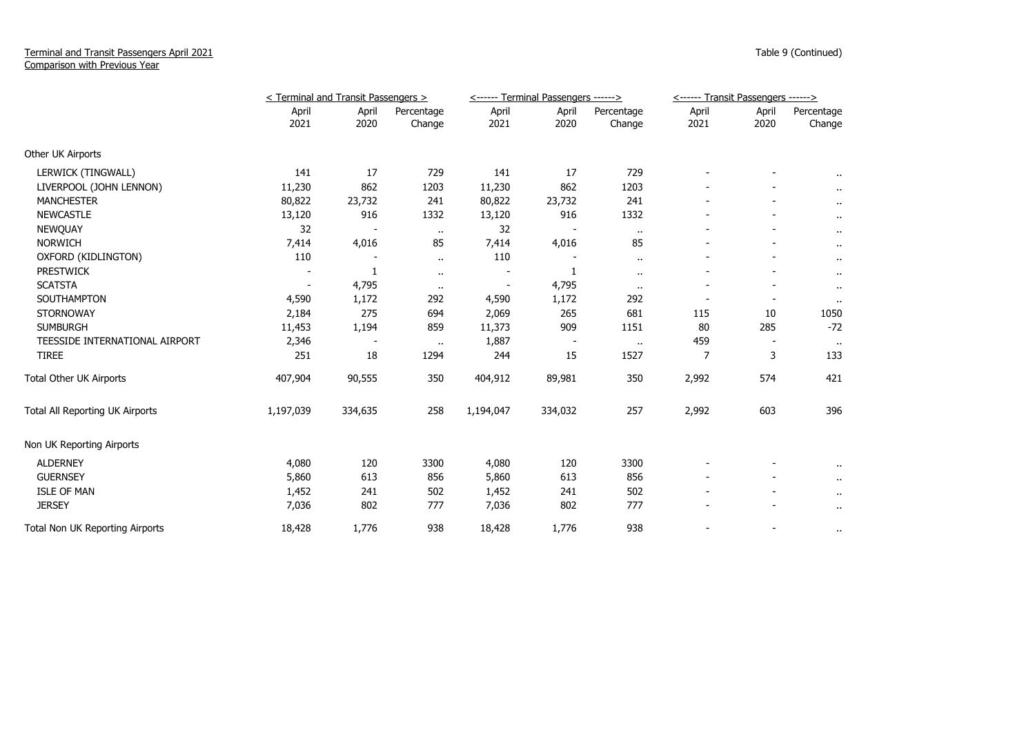Terminal and Transit Passengers April 2021
Comparison with Previous Year

Table 9 (Continued)

| | < Terminal and Transit Passengers > | | | <------ Terminal Passengers ------> | | | <------ Transit Passengers ------> | | |
|---|---|---|---|---|---|---|---|---|---|
| | April 2021 | April 2020 | Percentage Change | April 2021 | April 2020 | Percentage Change | April 2021 | April 2020 | Percentage Change |
| Other UK Airports | | | | | | | | | |
| LERWICK (TINGWALL) | 141 | 17 | 729 | 141 | 17 | 729 | - | - | .. |
| LIVERPOOL (JOHN LENNON) | 11,230 | 862 | 1203 | 11,230 | 862 | 1203 | - | - | .. |
| MANCHESTER | 80,822 | 23,732 | 241 | 80,822 | 23,732 | 241 | - | - | .. |
| NEWCASTLE | 13,120 | 916 | 1332 | 13,120 | 916 | 1332 | - | - | .. |
| NEWQUAY | 32 | - | .. | 32 | - | .. | - | - | .. |
| NORWICH | 7,414 | 4,016 | 85 | 7,414 | 4,016 | 85 | - | - | .. |
| OXFORD (KIDLINGTON) | 110 | - | .. | 110 | - | .. | - | - | .. |
| PRESTWICK | - | 1 | .. | - | 1 | .. | - | - | .. |
| SCATSTA | - | 4,795 | .. | - | 4,795 | .. | - | - | .. |
| SOUTHAMPTON | 4,590 | 1,172 | 292 | 4,590 | 1,172 | 292 | - | - | .. |
| STORNOWAY | 2,184 | 275 | 694 | 2,069 | 265 | 681 | 115 | 10 | 1050 |
| SUMBURGH | 11,453 | 1,194 | 859 | 11,373 | 909 | 1151 | 80 | 285 | -72 |
| TEESSIDE INTERNATIONAL AIRPORT | 2,346 | - | .. | 1,887 | - | .. | 459 | - | .. |
| TIREE | 251 | 18 | 1294 | 244 | 15 | 1527 | 7 | 3 | 133 |
| Total Other UK Airports | 407,904 | 90,555 | 350 | 404,912 | 89,981 | 350 | 2,992 | 574 | 421 |
| Total All Reporting UK Airports | 1,197,039 | 334,635 | 258 | 1,194,047 | 334,032 | 257 | 2,992 | 603 | 396 |
| Non UK Reporting Airports | | | | | | | | | |
| ALDERNEY | 4,080 | 120 | 3300 | 4,080 | 120 | 3300 | - | - | .. |
| GUERNSEY | 5,860 | 613 | 856 | 5,860 | 613 | 856 | - | - | .. |
| ISLE OF MAN | 1,452 | 241 | 502 | 1,452 | 241 | 502 | - | - | .. |
| JERSEY | 7,036 | 802 | 777 | 7,036 | 802 | 777 | - | - | .. |
| Total Non UK Reporting Airports | 18,428 | 1,776 | 938 | 18,428 | 1,776 | 938 | - | - | .. |